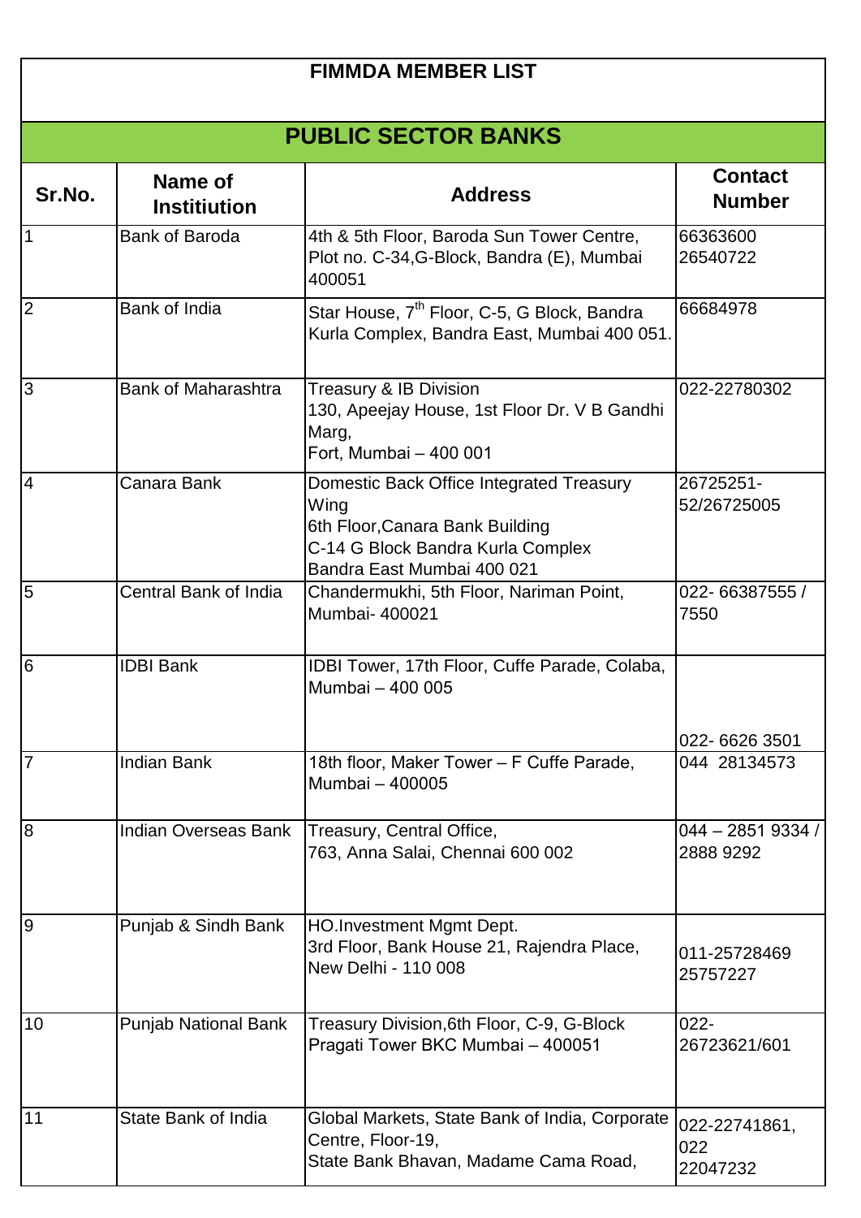# FIMMDA MEMBER LIST

## PUBLIC SECTOR BANKS

| Sr.No. | Name of Instituition | Address | Contact Number |
|---|---|---|---|
| 1 | Bank of Baroda | 4th & 5th Floor, Baroda Sun Tower Centre, Plot no. C-34,G-Block, Bandra (E), Mumbai 400051 | 66363600 26540722 |
| 2 | Bank of India | Star House, 7th Floor, C-5, G Block, Bandra Kurla Complex, Bandra East, Mumbai 400 051. | 66684978 |
| 3 | Bank of Maharashtra | Treasury & IB Division 130, Apeejay House, 1st Floor Dr. V B Gandhi Marg, Fort, Mumbai – 400 001 | 022-22780302 |
| 4 | Canara Bank | Domestic Back Office Integrated Treasury Wing 6th Floor,Canara Bank Building C-14 G Block Bandra Kurla Complex Bandra East Mumbai 400 021 | 26725251-52/26725005 |
| 5 | Central Bank of India | Chandermukhi, 5th Floor, Nariman Point, Mumbai- 400021 | 022- 66387555 / 7550 |
| 6 | IDBI Bank | IDBI Tower, 17th Floor, Cuffe Parade, Colaba, Mumbai – 400 005 | 022- 6626 3501 |
| 7 | Indian Bank | 18th floor, Maker Tower – F Cuffe Parade, Mumbai – 400005 | 044 28134573 |
| 8 | Indian Overseas Bank | Treasury, Central Office, 763, Anna Salai, Chennai 600 002 | 044 – 2851 9334 / 2888 9292 |
| 9 | Punjab & Sindh Bank | HO.Investment Mgmt Dept. 3rd Floor, Bank House 21, Rajendra Place, New Delhi - 110 008 | 011-25728469 25757227 |
| 10 | Punjab National Bank | Treasury Division,6th Floor, C-9, G-Block Pragati Tower BKC Mumbai – 400051 | 022-26723621/601 |
| 11 | State Bank of India | Global Markets, State Bank of India, Corporate Centre, Floor-19, State Bank Bhavan, Madame Cama Road, | 022-22741861, 022 22047232 |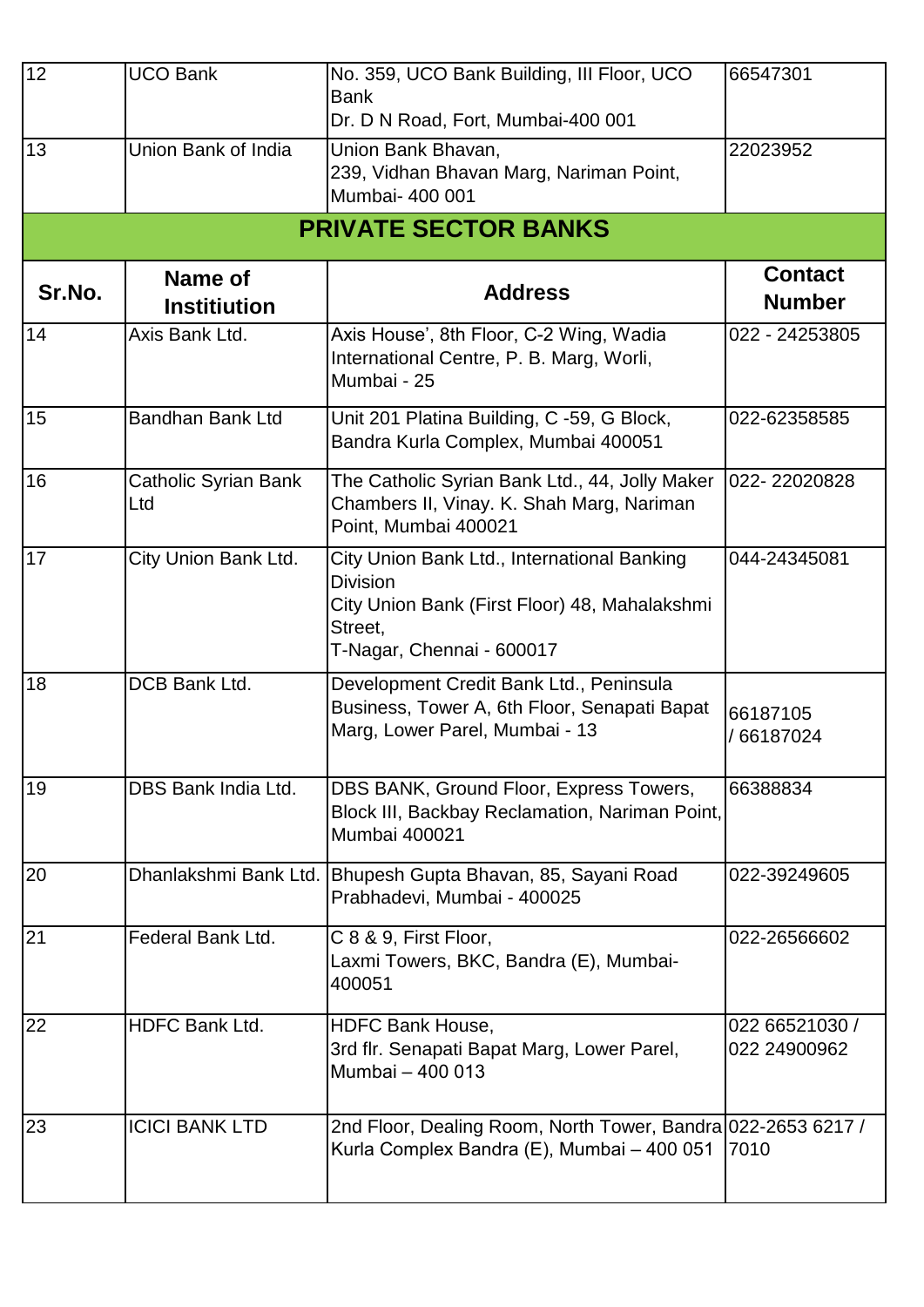| 12 | UCO Bank | No. 359, UCO Bank Building, III Floor, UCO Bank Dr. D N Road, Fort, Mumbai-400 001 | 66547301 |
|---|---|---|---|
| 13 | Union Bank of India | Union Bank Bhavan, 239, Vidhan Bhavan Marg, Nariman Point, Mumbai- 400 001 | 22023952 |

## PRIVATE SECTOR BANKS

| Sr.No. | Name of Institiution | Address | Contact Number |
|---|---|---|---|
| 14 | Axis Bank Ltd. | Axis House', 8th Floor, C-2 Wing, Wadia International Centre, P. B. Marg, Worli, Mumbai - 25 | 022 - 24253805 |
| 15 | Bandhan Bank Ltd | Unit 201 Platina Building, C -59, G Block, Bandra Kurla Complex, Mumbai 400051 | 022-62358585 |
| 16 | Catholic Syrian Bank Ltd | The Catholic Syrian Bank Ltd., 44, Jolly Maker Chambers II, Vinay. K. Shah Marg, Nariman Point, Mumbai 400021 | 022- 22020828 |
| 17 | City Union Bank Ltd. | City Union Bank Ltd., International Banking Division City Union Bank (First Floor) 48, Mahalakshmi Street, T-Nagar, Chennai - 600017 | 044-24345081 |
| 18 | DCB Bank Ltd. | Development Credit Bank Ltd., Peninsula Business, Tower A, 6th Floor, Senapati Bapat Marg, Lower Parel, Mumbai - 13 | 66187105 / 66187024 |
| 19 | DBS Bank India Ltd. | DBS BANK, Ground Floor, Express Towers, Block III, Backbay Reclamation, Nariman Point, Mumbai 400021 | 66388834 |
| 20 | Dhanlakshmi Bank Ltd. | Bhupesh Gupta Bhavan, 85, Sayani Road Prabhadevi, Mumbai - 400025 | 022-39249605 |
| 21 | Federal Bank Ltd. | C 8 & 9, First Floor, Laxmi Towers, BKC, Bandra (E), Mumbai-400051 | 022-26566602 |
| 22 | HDFC Bank Ltd. | HDFC Bank House, 3rd flr. Senapati Bapat Marg, Lower Parel, Mumbai – 400 013 | 022 66521030 / 022 24900962 |
| 23 | ICICI BANK LTD | 2nd Floor, Dealing Room, North Tower, Bandra Kurla Complex Bandra (E), Mumbai – 400 051 | 022-2653 6217 / 7010 |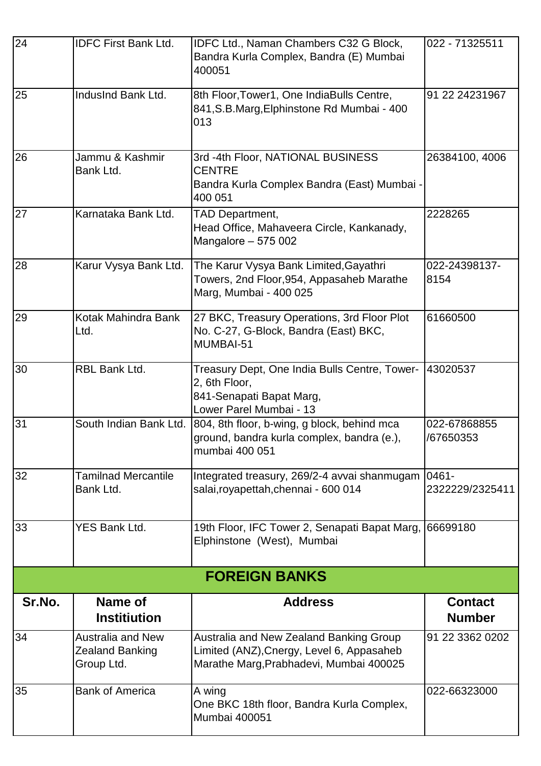| 24 | IDFC First Bank Ltd. | IDFC Ltd., Naman Chambers C32 G Block, Bandra Kurla Complex, Bandra (E) Mumbai 400051 | 022 - 71325511 |
|---|---|---|---|
| 25 | IndusInd Bank Ltd. | 8th Floor,Tower1, One IndiaBulls Centre, 841,S.B.Marg,Elphinstone Rd Mumbai - 400 013 | 91 22 24231967 |
| 26 | Jammu & Kashmir Bank Ltd. | 3rd -4th Floor, NATIONAL BUSINESS CENTRE Bandra Kurla Complex Bandra (East) Mumbai - 400 051 | 26384100, 4006 |
| 27 | Karnataka Bank Ltd. | TAD Department, Head Office, Mahaveera Circle, Kankanady, Mangalore – 575 002 | 2228265 |
| 28 | Karur Vysya Bank Ltd. | The Karur Vysya Bank Limited,Gayathri Towers, 2nd Floor,954, Appasaheb Marathe Marg, Mumbai - 400 025 | 022-24398137-8154 |
| 29 | Kotak Mahindra Bank Ltd. | 27 BKC, Treasury Operations, 3rd Floor Plot No. C-27, G-Block, Bandra (East) BKC, MUMBAI-51 | 61660500 |
| 30 | RBL Bank Ltd. | Treasury Dept, One India Bulls Centre, Tower-2, 6th Floor, 841-Senapati Bapat Marg, Lower Parel Mumbai - 13 | 43020537 |
| 31 | South Indian Bank Ltd. | 804, 8th floor, b-wing, g block, behind mca ground, bandra kurla complex, bandra (e.), mumbai 400 051 | 022-67868855 /67650353 |
| 32 | Tamilnad Mercantile Bank Ltd. | Integrated treasury, 269/2-4 avvai shanmugam salai,royapettah,chennai - 600 014 | 0461-2322229/2325411 |
| 33 | YES Bank Ltd. | 19th Floor, IFC Tower 2, Senapati Bapat Marg, Elphinstone (West), Mumbai | 66699180 |

## FOREIGN BANKS

| Sr.No. | Name of Instituition | Address | Contact Number |
|---|---|---|---|
| 34 | Australia and New Zealand Banking Group Ltd. | Australia and New Zealand Banking Group Limited (ANZ),Cnergy, Level 6, Appasaheb Marathe Marg,Prabhadevi, Mumbai 400025 | 91 22 3362 0202 |
| 35 | Bank of America | A wing One BKC 18th floor, Bandra Kurla Complex, Mumbai 400051 | 022-66323000 |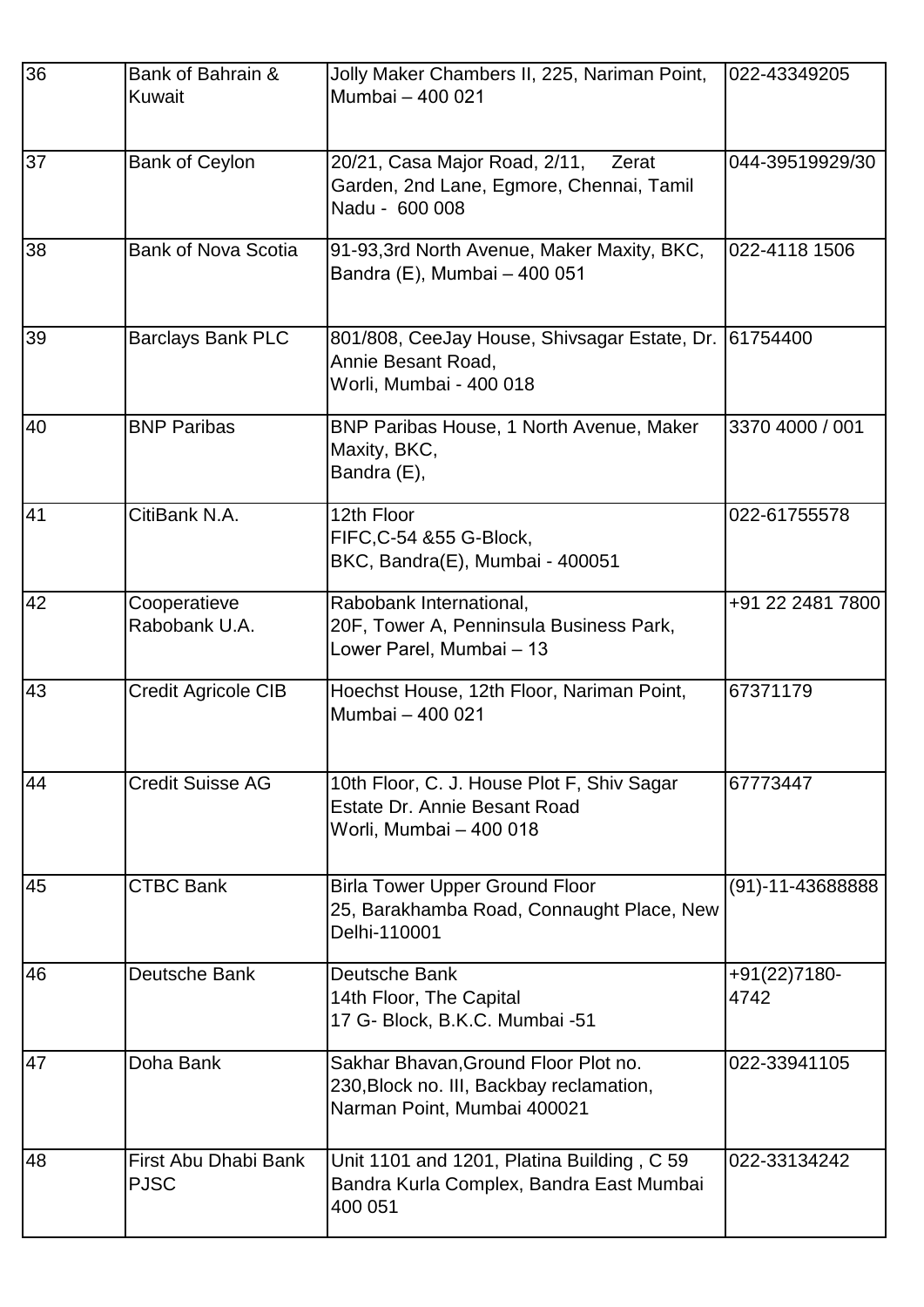| 36 | Bank of Bahrain & Kuwait | Jolly Maker Chambers II, 225, Nariman Point, Mumbai – 400 021 | 022-43349205 |
|---|---|---|---|
| 37 | Bank of Ceylon | 20/21, Casa Major Road, 2/11, Zerat Garden, 2nd Lane, Egmore, Chennai, Tamil Nadu - 600 008 | 044-39519929/30 |
| 38 | Bank of Nova Scotia | 91-93,3rd North Avenue, Maker Maxity, BKC, Bandra (E), Mumbai – 400 051 | 022-4118 1506 |
| 39 | Barclays Bank PLC | 801/808, CeeJay House, Shivsagar Estate, Dr. Annie Besant Road,<br>Worli, Mumbai - 400 018 | 61754400 |
| 40 | BNP Paribas | BNP Paribas House, 1 North Avenue, Maker Maxity, BKC,<br>Bandra (E), | 3370 4000 / 001 |
| 41 | CitiBank N.A. | 12th Floor<br>FIFC,C-54 &55 G-Block,<br>BKC, Bandra(E), Mumbai - 400051 | 022-61755578 |
| 42 | Cooperatieve Rabobank U.A. | Rabobank International,<br>20F, Tower A, Penninsula Business Park,<br>Lower Parel, Mumbai – 13 | +91 22 2481 7800 |
| 43 | Credit Agricole CIB | Hoechst House, 12th Floor, Nariman Point, Mumbai – 400 021 | 67371179 |
| 44 | Credit Suisse AG | 10th Floor, C. J. House Plot F, Shiv Sagar Estate Dr. Annie Besant Road<br>Worli, Mumbai – 400 018 | 67773447 |
| 45 | CTBC Bank | Birla Tower Upper Ground Floor<br>25, Barakhamba Road, Connaught Place, New Delhi-110001 | (91)-11-43688888 |
| 46 | Deutsche Bank | Deutsche Bank<br>14th Floor, The Capital<br>17 G- Block, B.K.C. Mumbai -51 | +91(22)7180-4742 |
| 47 | Doha Bank | Sakhar Bhavan,Ground Floor Plot no. 230,Block no. III, Backbay reclamation, Narman Point, Mumbai 400021 | 022-33941105 |
| 48 | First Abu Dhabi Bank PJSC | Unit 1101 and 1201, Platina Building , C 59 Bandra Kurla Complex, Bandra East Mumbai 400 051 | 022-33134242 |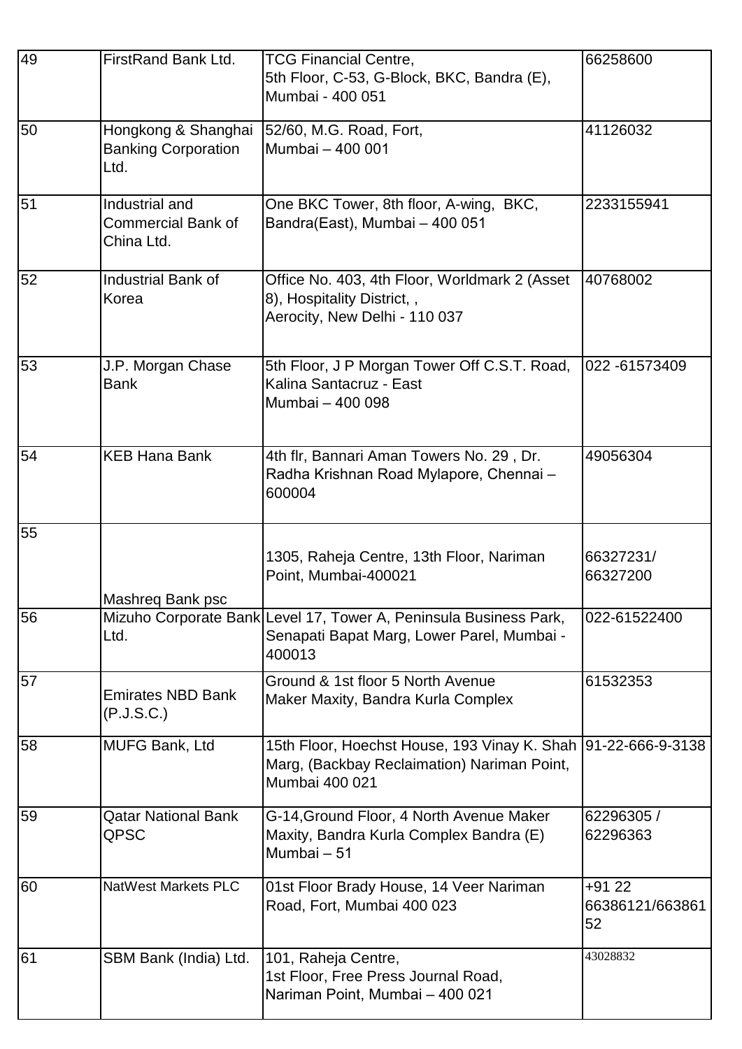| 49 | FirstRand Bank Ltd. | TCG Financial Centre,<br>5th Floor, C-53, G-Block, BKC, Bandra (E),<br>Mumbai - 400 051 | 66258600 |
|---|---|---|---|
| 50 | Hongkong & Shanghai Banking Corporation Ltd. | 52/60, M.G. Road, Fort,<br>Mumbai – 400 001 | 41126032 |
| 51 | Industrial and Commercial Bank of China Ltd. | One BKC Tower, 8th floor, A-wing, BKC, Bandra(East), Mumbai – 400 051 | 2233155941 |
| 52 | Industrial Bank of Korea | Office No. 403, 4th Floor, Worldmark 2 (Asset 8), Hospitality District, ,<br>Aerocity, New Delhi - 110 037 | 40768002 |
| 53 | J.P. Morgan Chase Bank | 5th Floor, J P Morgan Tower Off C.S.T. Road, Kalina Santacruz - East<br>Mumbai – 400 098 | 022 -61573409 |
| 54 | KEB Hana Bank | 4th flr, Bannari Aman Towers No. 29 , Dr. Radha Krishnan Road Mylapore, Chennai – 600004 | 49056304 |
| 55 | Mashreq Bank psc | 1305, Raheja Centre, 13th Floor, Nariman Point, Mumbai-400021 | 66327231/<br>66327200 |
| 56 | Mizuho Corporate Bank Ltd. | Level 17, Tower A, Peninsula Business Park, Senapati Bapat Marg, Lower Parel, Mumbai - 400013 | 022-61522400 |
| 57 | Emirates NBD Bank (P.J.S.C.) | Ground & 1st floor 5 North Avenue<br>Maker Maxity, Bandra Kurla Complex | 61532353 |
| 58 | MUFG Bank, Ltd | 15th Floor, Hoechst House, 193 Vinay K. Shah Marg, (Backbay Reclaimation) Nariman Point, Mumbai 400 021 | 91-22-666-9-3138 |
| 59 | Qatar National Bank QPSC | G-14,Ground Floor, 4 North Avenue Maker Maxity, Bandra Kurla Complex Bandra (E)<br>Mumbai – 51 | 62296305 /<br>62296363 |
| 60 | NatWest Markets PLC | 01st Floor Brady House, 14 Veer Nariman Road, Fort, Mumbai 400 023 | +91 22<br>66386121/66386152 |
| 61 | SBM Bank (India) Ltd. | 101, Raheja Centre,<br>1st Floor, Free Press Journal Road,<br>Nariman Point, Mumbai – 400 021 | 43028832 |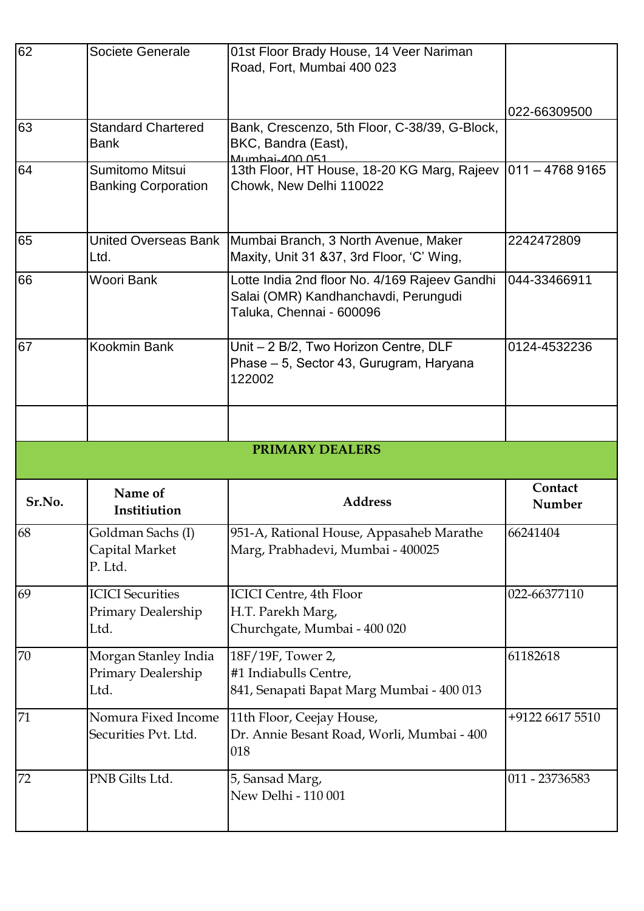| | | | |
|---|---|---|---|
| 62 | Societe Generale | 01st Floor Brady House, 14 Veer Nariman Road, Fort, Mumbai 400 023 | 022-66309500 |
| 63 | Standard Chartered Bank | Bank, Crescenzo, 5th Floor, C-38/39, G-Block, BKC, Bandra (East), Mumbai-400 051 | |
| 64 | Sumitomo Mitsui Banking Corporation | 13th Floor, HT House, 18-20 KG Marg, Rajeev Chowk, New Delhi 110022 | 011 – 4768 9165 |
| 65 | United Overseas Bank Ltd. | Mumbai Branch, 3 North Avenue, Maker Maxity, Unit 31 &37, 3rd Floor, 'C' Wing, | 2242472809 |
| 66 | Woori Bank | Lotte India 2nd floor No. 4/169 Rajeev Gandhi Salai (OMR) Kandhanchavdi, Perungudi Taluka, Chennai - 600096 | 044-33466911 |
| 67 | Kookmin Bank | Unit – 2 B/2, Two Horizon Centre, DLF Phase – 5, Sector 43, Gurugram, Haryana 122002 | 0124-4532236 |
| | | | |

**PRIMARY DEALERS**

| Sr.No. | Name of Institiution | Address | Contact Number |
|---|---|---|---|
| 68 | Goldman Sachs (I) Capital Market P. Ltd. | 951-A, Rational House, Appasaheb Marathe Marg, Prabhadevi, Mumbai - 400025 | 66241404 |
| 69 | ICICI Securities Primary Dealership Ltd. | ICICI Centre, 4th Floor H.T. Parekh Marg, Churchgate, Mumbai - 400 020 | 022-66377110 |
| 70 | Morgan Stanley India Primary Dealership Ltd. | 18F/19F, Tower 2, #1 Indiabulls Centre, 841, Senapati Bapat Marg Mumbai - 400 013 | 61182618 |
| 71 | Nomura Fixed Income Securities Pvt. Ltd. | 11th Floor, Ceejay House, Dr. Annie Besant Road, Worli, Mumbai - 400 018 | +9122 6617 5510 |
| 72 | PNB Gilts Ltd. | 5, Sansad Marg, New Delhi - 110 001 | 011 - 23736583 |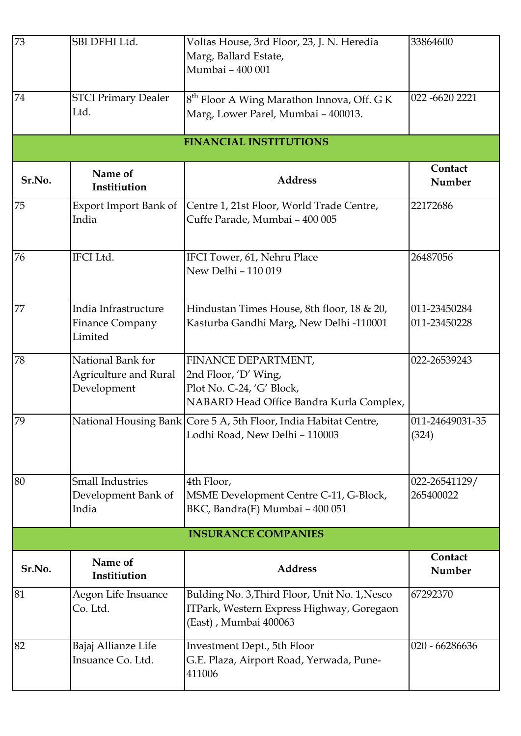| 73 | SBI DFHI Ltd. | Voltas House, 3rd Floor, 23, J. N. Heredia Marg, Ballard Estate, Mumbai – 400 001 | 33864600 |
|---|---|---|---|
| 74 | STCI Primary Dealer Ltd. | 8th Floor A Wing Marathon Innova, Off. G K Marg, Lower Parel, Mumbai – 400013. | 022 -6620 2221 |

**FINANCIAL INSTITUTIONS**

| Sr.No. | Name of Institiution | Address | Contact Number |
|---|---|---|---|
| 75 | Export Import Bank of India | Centre 1, 21st Floor, World Trade Centre, Cuffe Parade, Mumbai – 400 005 | 22172686 |
| 76 | IFCI Ltd. | IFCI Tower, 61, Nehru Place New Delhi – 110 019 | 26487056 |
| 77 | India Infrastructure Finance Company Limited | Hindustan Times House, 8th floor, 18 & 20, Kasturba Gandhi Marg, New Delhi -110001 | 011-23450284 011-23450228 |
| 78 | National Bank for Agriculture and Rural Development | FINANCE DEPARTMENT, 2nd Floor, 'D' Wing, Plot No. C-24, 'G' Block, NABARD Head Office Bandra Kurla Complex, | 022-26539243 |
| 79 | National Housing Bank | Core 5 A, 5th Floor, India Habitat Centre, Lodhi Road, New Delhi – 110003 | 011-24649031-35 (324) |
| 80 | Small Industries Development Bank of India | 4th Floor, MSME Development Centre C-11, G-Block, BKC, Bandra(E) Mumbai – 400 051 | 022-26541129/ 265400022 |

**INSURANCE COMPANIES**

| Sr.No. | Name of Institiution | Address | Contact Number |
|---|---|---|---|
| 81 | Aegon Life Insuance Co. Ltd. | Bulding No. 3,Third Floor, Unit No. 1,Nesco ITPark, Western Express Highway, Goregaon (East) , Mumbai 400063 | 67292370 |
| 82 | Bajaj Allianze Life Insuance Co. Ltd. | Investment Dept., 5th Floor G.E. Plaza, Airport Road, Yerwada, Pune-411006 | 020 - 66286636 |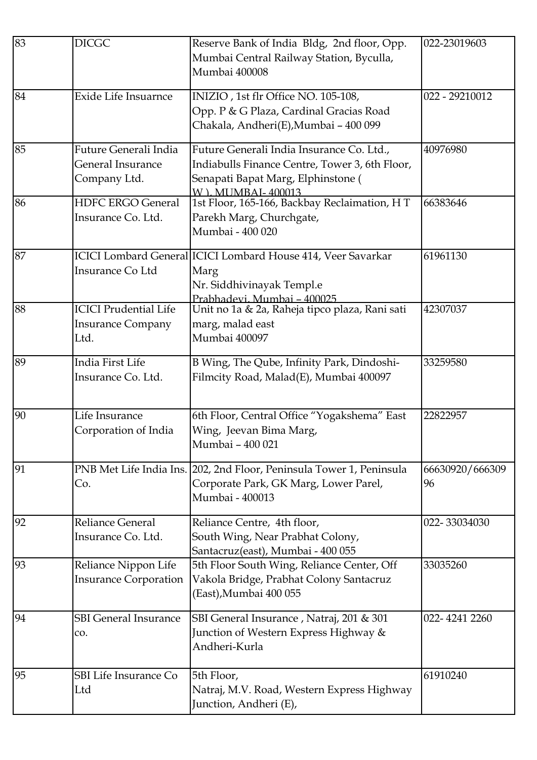| 83 | DICGC | Reserve Bank of India Bldg, 2nd floor, Opp. Mumbai Central Railway Station, Byculla, Mumbai 400008 | 022-23019603 |
|---|---|---|---|
| 84 | Exide Life Insuarnce | INIZIO , 1st flr Office NO. 105-108, Opp. P & G Plaza, Cardinal Gracias Road Chakala, Andheri(E),Mumbai – 400 099 | 022 - 29210012 |
| 85 | Future Generali India General Insurance Company Ltd. | Future Generali India Insurance Co. Ltd., Indiabulls Finance Centre, Tower 3, 6th Floor, Senapati Bapat Marg, Elphinstone ( W ), MUMBAI- 400013 | 40976980 |
| 86 | HDFC ERGO General Insurance Co. Ltd. | 1st Floor, 165-166, Backbay Reclaimation, H T Parekh Marg, Churchgate, Mumbai - 400 020 | 66383646 |
| 87 | ICICI Lombard General Insurance Co Ltd | ICICI Lombard House 414, Veer Savarkar Marg Nr. Siddhivinayak Templ.e Prabhadevi, Mumbai – 400025 | 61961130 |
| 88 | ICICI Prudential Life Insurance Company Ltd. | Unit no 1a & 2a, Raheja tipco plaza, Rani sati marg, malad east Mumbai 400097 | 42307037 |
| 89 | India First Life Insurance Co. Ltd. | B Wing, The Qube, Infinity Park, Dindoshi-Filmcity Road, Malad(E), Mumbai 400097 | 33259580 |
| 90 | Life Insurance Corporation of India | 6th Floor, Central Office "Yogakshema" East Wing, Jeevan Bima Marg, Mumbai – 400 021 | 22822957 |
| 91 | PNB Met Life India Ins. Co. | 202, 2nd Floor, Peninsula Tower 1, Peninsula Corporate Park, GK Marg, Lower Parel, Mumbai - 400013 | 66630920/66630996 |
| 92 | Reliance General Insurance Co. Ltd. | Reliance Centre, 4th floor, South Wing, Near Prabhat Colony, Santacruz(east), Mumbai - 400 055 | 022- 33034030 |
| 93 | Reliance Nippon Life Insurance Corporation | 5th Floor South Wing, Reliance Center, Off Vakola Bridge, Prabhat Colony Santacruz (East),Mumbai 400 055 | 33035260 |
| 94 | SBI General Insurance co. | SBI General Insurance , Natraj, 201 & 301 Junction of Western Express Highway & Andheri-Kurla | 022- 4241 2260 |
| 95 | SBI Life Insurance Co Ltd | 5th Floor, Natraj, M.V. Road, Western Express Highway Junction, Andheri (E), | 61910240 |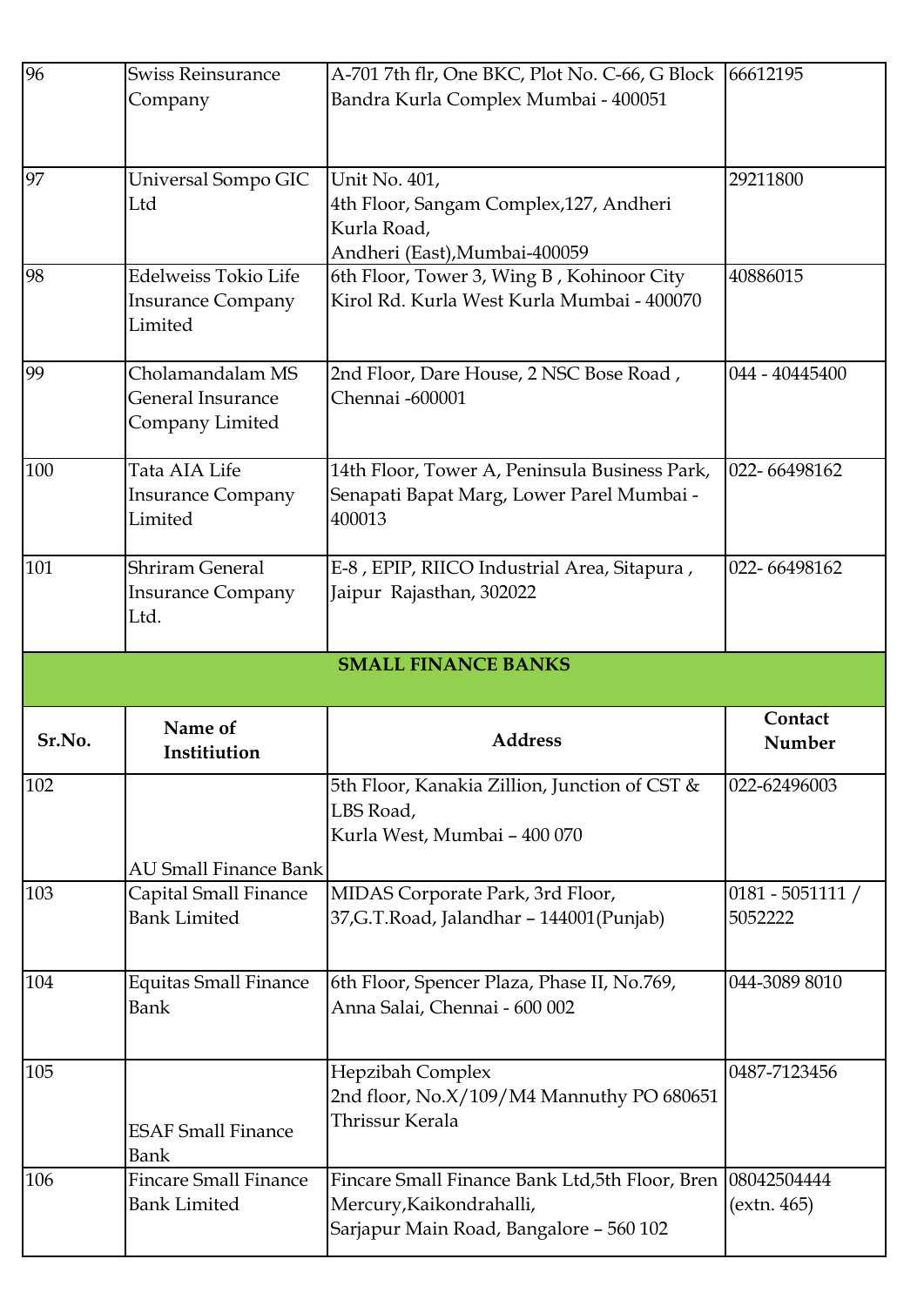| | | | |
|---|---|---|---|
| 96 | Swiss Reinsurance Company | A-701 7th flr, One BKC, Plot No. C-66, G Block Bandra Kurla Complex Mumbai - 400051 | 66612195 |
| 97 | Universal Sompo GIC Ltd | Unit No. 401,<br>4th Floor, Sangam Complex,127, Andheri Kurla Road,<br>Andheri (East),Mumbai-400059 | 29211800 |
| 98 | Edelweiss Tokio Life Insurance Company Limited | 6th Floor, Tower 3, Wing B , Kohinoor City Kirol Rd. Kurla West Kurla Mumbai - 400070 | 40886015 |
| 99 | Cholamandalam MS General Insurance Company Limited | 2nd Floor, Dare House, 2 NSC Bose Road , Chennai -600001 | 044 - 40445400 |
| 100 | Tata AIA Life Insurance Company Limited | 14th Floor, Tower A, Peninsula Business Park, Senapati Bapat Marg, Lower Parel Mumbai - 400013 | 022- 66498162 |
| 101 | Shriram General Insurance Company Ltd. | E-8 , EPIP, RIICO Industrial Area, Sitapura , Jaipur Rajasthan, 302022 | 022- 66498162 |

## SMALL FINANCE BANKS

| Sr.No. | Name of Instiitiution | Address | Contact Number |
|---|---|---|---|
| 102 | AU Small Finance Bank | 5th Floor, Kanakia Zillion, Junction of CST & LBS Road,<br>Kurla West, Mumbai – 400 070 | 022-62496003 |
| 103 | Capital Small Finance Bank Limited | MIDAS Corporate Park, 3rd Floor,<br>37,G.T.Road, Jalandhar – 144001(Punjab) | 0181 - 5051111 / 5052222 |
| 104 | Equitas Small Finance Bank | 6th Floor, Spencer Plaza, Phase II, No.769, Anna Salai, Chennai - 600 002 | 044-3089 8010 |
| 105 | ESAF Small Finance Bank | Hepzibah Complex<br>2nd floor, No.X/109/M4 Mannuthy PO 680651 Thrissur Kerala | 0487-7123456 |
| 106 | Fincare Small Finance Bank Limited | Fincare Small Finance Bank Ltd,5th Floor, Bren Mercury,Kaikondrahalli,<br>Sarjapur Main Road, Bangalore – 560 102 | 08042504444 (extn. 465) |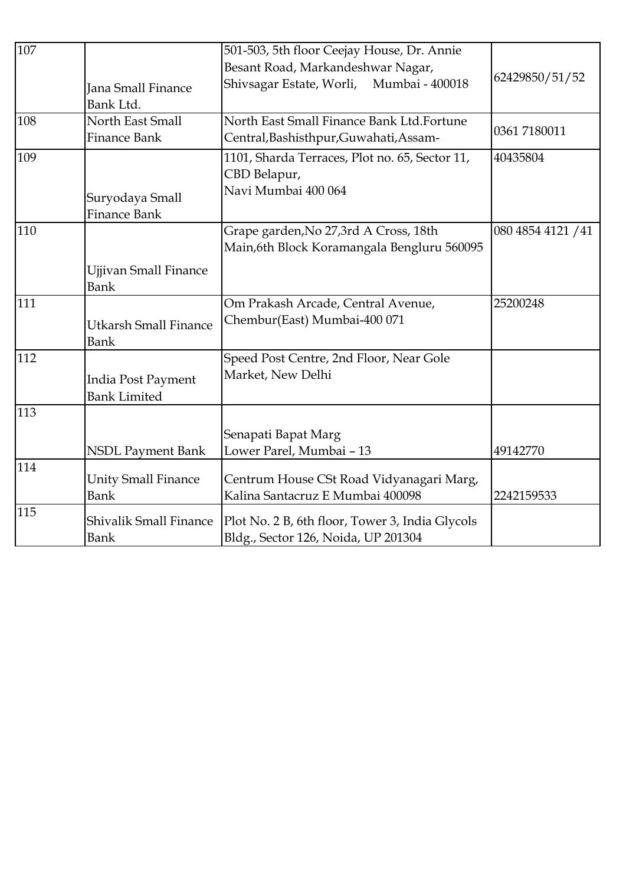| 107 | Jana Small Finance Bank Ltd. | 501-503, 5th floor Ceejay House, Dr. Annie Besant Road, Markandeshwar Nagar, Shivsagar Estate, Worli, Mumbai - 400018 | 62429850/51/52 |
|---|---|---|---|
| 108 | North East Small Finance Bank | North East Small Finance Bank Ltd.Fortune Central,Bashisthpur,Guwahati,Assam- | 0361 7180011 |
| 109 | Suryodaya Small Finance Bank | 1101, Sharda Terraces, Plot no. 65, Sector 11, CBD Belapur, Navi Mumbai 400 064 | 40435804 |
| 110 | Ujjivan Small Finance Bank | Grape garden,No 27,3rd A Cross, 18th Main,6th Block Koramangala Bengluru 560095 | 080 4854 4121 /41 |
| 111 | Utkarsh Small Finance Bank | Om Prakash Arcade, Central Avenue, Chembur(East) Mumbai-400 071 | 25200248 |
| 112 | India Post Payment Bank Limited | Speed Post Centre, 2nd Floor, Near Gole Market, New Delhi | |
| 113 | NSDL Payment Bank | Senapati Bapat Marg Lower Parel, Mumbai – 13 | 49142770 |
| 114 | Unity Small Finance Bank | Centrum House CSt Road Vidyanagari Marg, Kalina Santacruz E Mumbai 400098 | 2242159533 |
| 115 | Shivalik Small Finance Bank | Plot No. 2 B, 6th floor, Tower 3, India Glycols Bldg., Sector 126, Noida, UP 201304 | |